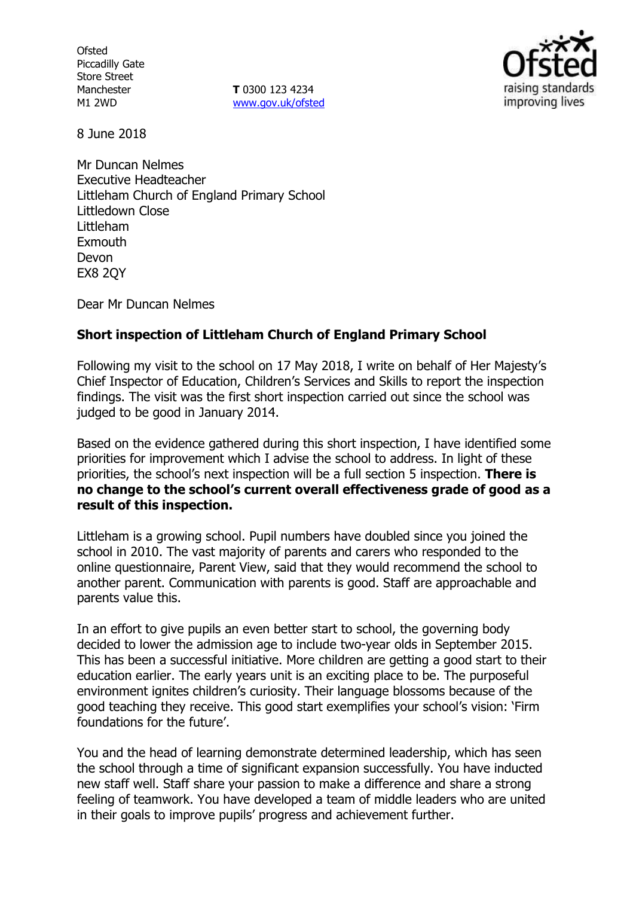Ofsted
Piccadilly Gate
Store Street
Manchester
M1 2WD

**T** 0300 123 4234
www.gov.uk/ofsted

8 June 2018

Mr Duncan Nelmes
Executive Headteacher
Littleham Church of England Primary School
Littledown Close
Littleham
Exmouth
Devon
EX8 2QY

Dear Mr Duncan Nelmes

**Short inspection of Littleham Church of England Primary School**

Following my visit to the school on 17 May 2018, I write on behalf of Her Majesty's Chief Inspector of Education, Children's Services and Skills to report the inspection findings. The visit was the first short inspection carried out since the school was judged to be good in January 2014.

Based on the evidence gathered during this short inspection, I have identified some priorities for improvement which I advise the school to address. In light of these priorities, the school's next inspection will be a full section 5 inspection. **There is no change to the school's current overall effectiveness grade of good as a result of this inspection.**

Littleham is a growing school. Pupil numbers have doubled since you joined the school in 2010. The vast majority of parents and carers who responded to the online questionnaire, Parent View, said that they would recommend the school to another parent. Communication with parents is good. Staff are approachable and parents value this.

In an effort to give pupils an even better start to school, the governing body decided to lower the admission age to include two-year olds in September 2015. This has been a successful initiative. More children are getting a good start to their education earlier. The early years unit is an exciting place to be. The purposeful environment ignites children's curiosity. Their language blossoms because of the good teaching they receive. This good start exemplifies your school's vision: 'Firm foundations for the future'.

You and the head of learning demonstrate determined leadership, which has seen the school through a time of significant expansion successfully. You have inducted new staff well. Staff share your passion to make a difference and share a strong feeling of teamwork. You have developed a team of middle leaders who are united in their goals to improve pupils' progress and achievement further.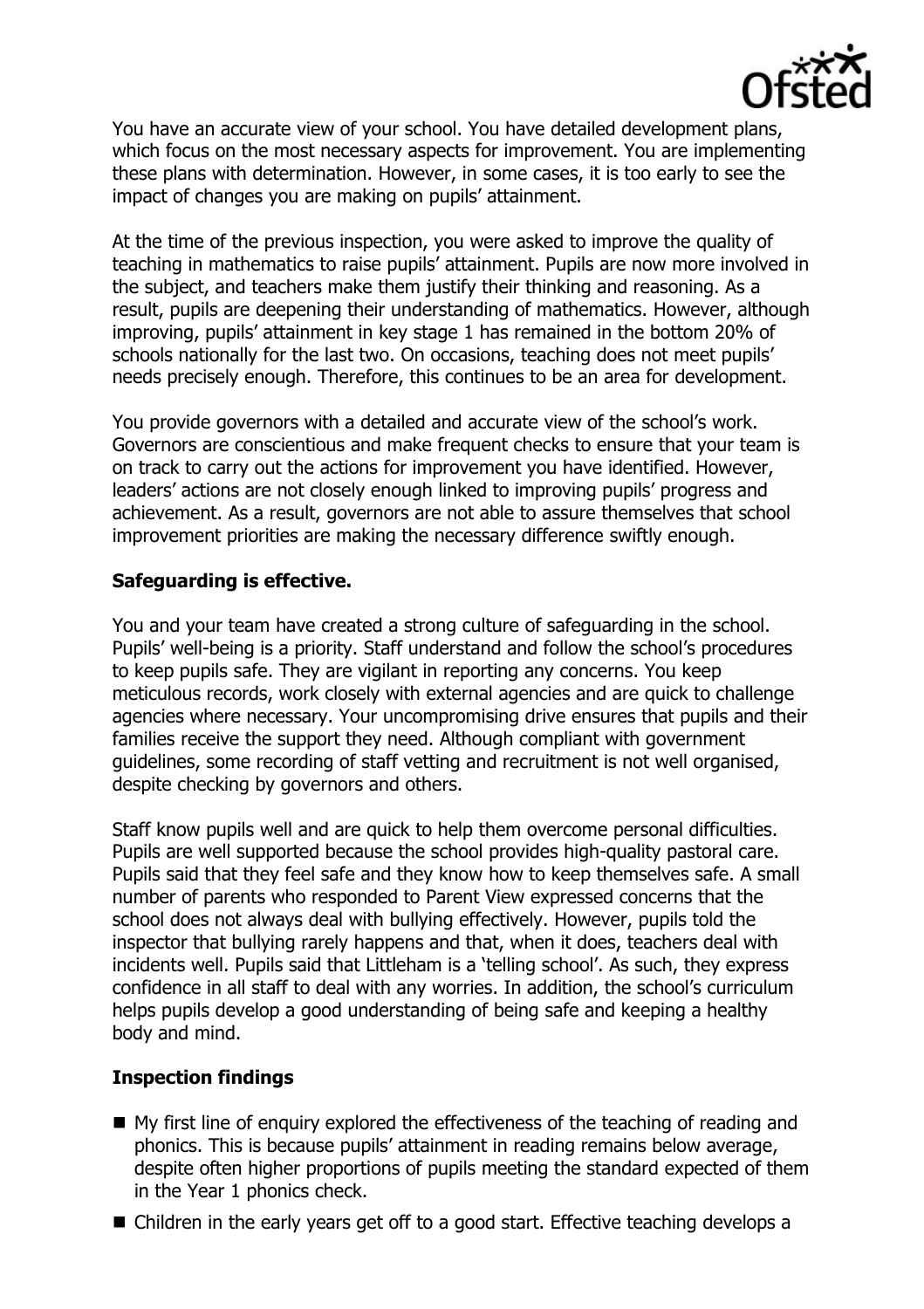You have an accurate view of your school. You have detailed development plans, which focus on the most necessary aspects for improvement. You are implementing these plans with determination. However, in some cases, it is too early to see the impact of changes you are making on pupils' attainment.

At the time of the previous inspection, you were asked to improve the quality of teaching in mathematics to raise pupils' attainment. Pupils are now more involved in the subject, and teachers make them justify their thinking and reasoning. As a result, pupils are deepening their understanding of mathematics. However, although improving, pupils' attainment in key stage 1 has remained in the bottom 20% of schools nationally for the last two. On occasions, teaching does not meet pupils' needs precisely enough. Therefore, this continues to be an area for development.

You provide governors with a detailed and accurate view of the school's work. Governors are conscientious and make frequent checks to ensure that your team is on track to carry out the actions for improvement you have identified. However, leaders' actions are not closely enough linked to improving pupils' progress and achievement. As a result, governors are not able to assure themselves that school improvement priorities are making the necessary difference swiftly enough.

## Safeguarding is effective.

You and your team have created a strong culture of safeguarding in the school. Pupils' well-being is a priority. Staff understand and follow the school's procedures to keep pupils safe. They are vigilant in reporting any concerns. You keep meticulous records, work closely with external agencies and are quick to challenge agencies where necessary. Your uncompromising drive ensures that pupils and their families receive the support they need. Although compliant with government guidelines, some recording of staff vetting and recruitment is not well organised, despite checking by governors and others.

Staff know pupils well and are quick to help them overcome personal difficulties. Pupils are well supported because the school provides high-quality pastoral care. Pupils said that they feel safe and they know how to keep themselves safe. A small number of parents who responded to Parent View expressed concerns that the school does not always deal with bullying effectively. However, pupils told the inspector that bullying rarely happens and that, when it does, teachers deal with incidents well. Pupils said that Littleham is a 'telling school'. As such, they express confidence in all staff to deal with any worries. In addition, the school's curriculum helps pupils develop a good understanding of being safe and keeping a healthy body and mind.

## Inspection findings

- My first line of enquiry explored the effectiveness of the teaching of reading and phonics. This is because pupils' attainment in reading remains below average, despite often higher proportions of pupils meeting the standard expected of them in the Year 1 phonics check.
- Children in the early years get off to a good start. Effective teaching develops a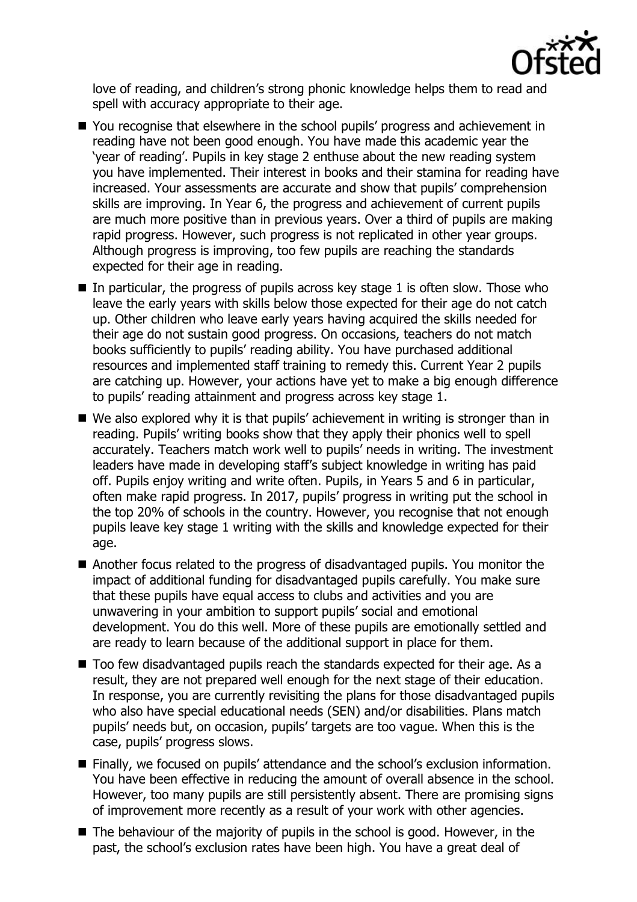love of reading, and children's strong phonic knowledge helps them to read and spell with accuracy appropriate to their age.

- You recognise that elsewhere in the school pupils' progress and achievement in reading have not been good enough. You have made this academic year the 'year of reading'. Pupils in key stage 2 enthuse about the new reading system you have implemented. Their interest in books and their stamina for reading have increased. Your assessments are accurate and show that pupils' comprehension skills are improving. In Year 6, the progress and achievement of current pupils are much more positive than in previous years. Over a third of pupils are making rapid progress. However, such progress is not replicated in other year groups. Although progress is improving, too few pupils are reaching the standards expected for their age in reading.
- In particular, the progress of pupils across key stage 1 is often slow. Those who leave the early years with skills below those expected for their age do not catch up. Other children who leave early years having acquired the skills needed for their age do not sustain good progress. On occasions, teachers do not match books sufficiently to pupils' reading ability. You have purchased additional resources and implemented staff training to remedy this. Current Year 2 pupils are catching up. However, your actions have yet to make a big enough difference to pupils' reading attainment and progress across key stage 1.
- We also explored why it is that pupils' achievement in writing is stronger than in reading. Pupils' writing books show that they apply their phonics well to spell accurately. Teachers match work well to pupils' needs in writing. The investment leaders have made in developing staff's subject knowledge in writing has paid off. Pupils enjoy writing and write often. Pupils, in Years 5 and 6 in particular, often make rapid progress. In 2017, pupils' progress in writing put the school in the top 20% of schools in the country. However, you recognise that not enough pupils leave key stage 1 writing with the skills and knowledge expected for their age.
- Another focus related to the progress of disadvantaged pupils. You monitor the impact of additional funding for disadvantaged pupils carefully. You make sure that these pupils have equal access to clubs and activities and you are unwavering in your ambition to support pupils' social and emotional development. You do this well. More of these pupils are emotionally settled and are ready to learn because of the additional support in place for them.
- Too few disadvantaged pupils reach the standards expected for their age. As a result, they are not prepared well enough for the next stage of their education. In response, you are currently revisiting the plans for those disadvantaged pupils who also have special educational needs (SEN) and/or disabilities. Plans match pupils' needs but, on occasion, pupils' targets are too vague. When this is the case, pupils' progress slows.
- Finally, we focused on pupils' attendance and the school's exclusion information. You have been effective in reducing the amount of overall absence in the school. However, too many pupils are still persistently absent. There are promising signs of improvement more recently as a result of your work with other agencies.
- The behaviour of the majority of pupils in the school is good. However, in the past, the school's exclusion rates have been high. You have a great deal of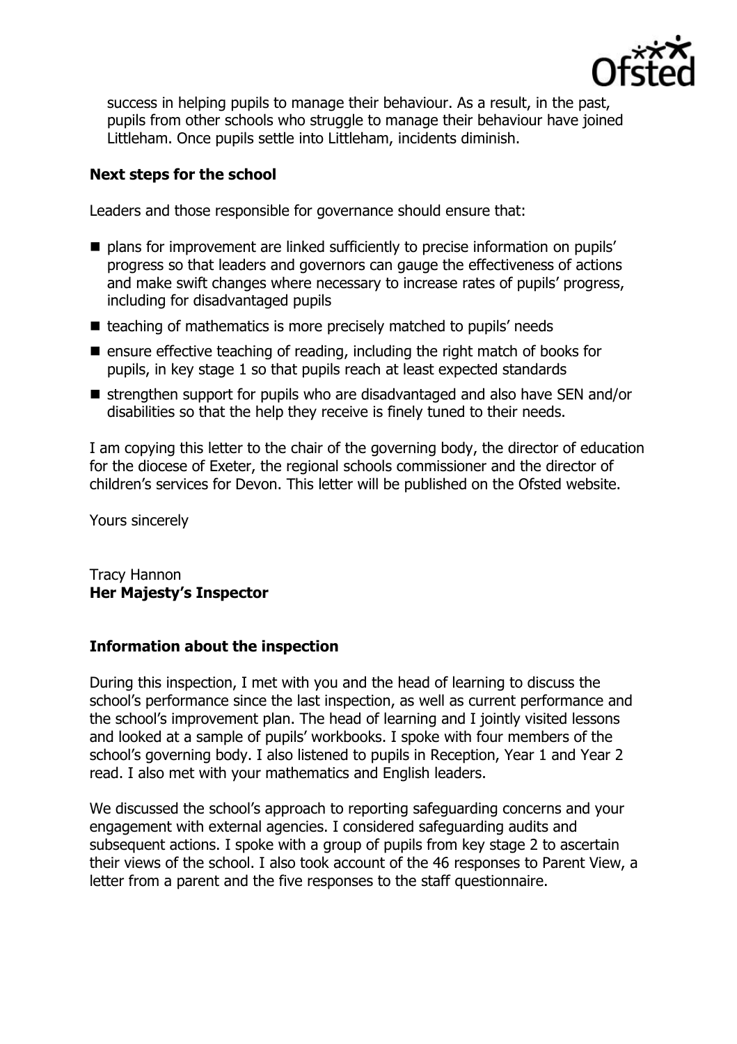success in helping pupils to manage their behaviour. As a result, in the past, pupils from other schools who struggle to manage their behaviour have joined Littleham. Once pupils settle into Littleham, incidents diminish.

**Next steps for the school**

Leaders and those responsible for governance should ensure that:

- plans for improvement are linked sufficiently to precise information on pupils' progress so that leaders and governors can gauge the effectiveness of actions and make swift changes where necessary to increase rates of pupils' progress, including for disadvantaged pupils
- teaching of mathematics is more precisely matched to pupils' needs
- ensure effective teaching of reading, including the right match of books for pupils, in key stage 1 so that pupils reach at least expected standards
- strengthen support for pupils who are disadvantaged and also have SEN and/or disabilities so that the help they receive is finely tuned to their needs.

I am copying this letter to the chair of the governing body, the director of education for the diocese of Exeter, the regional schools commissioner and the director of children's services for Devon. This letter will be published on the Ofsted website.

Yours sincerely

Tracy Hannon
**Her Majesty's Inspector**

**Information about the inspection**

During this inspection, I met with you and the head of learning to discuss the school's performance since the last inspection, as well as current performance and the school's improvement plan. The head of learning and I jointly visited lessons and looked at a sample of pupils' workbooks. I spoke with four members of the school's governing body. I also listened to pupils in Reception, Year 1 and Year 2 read. I also met with your mathematics and English leaders.

We discussed the school's approach to reporting safeguarding concerns and your engagement with external agencies. I considered safeguarding audits and subsequent actions. I spoke with a group of pupils from key stage 2 to ascertain their views of the school. I also took account of the 46 responses to Parent View, a letter from a parent and the five responses to the staff questionnaire.